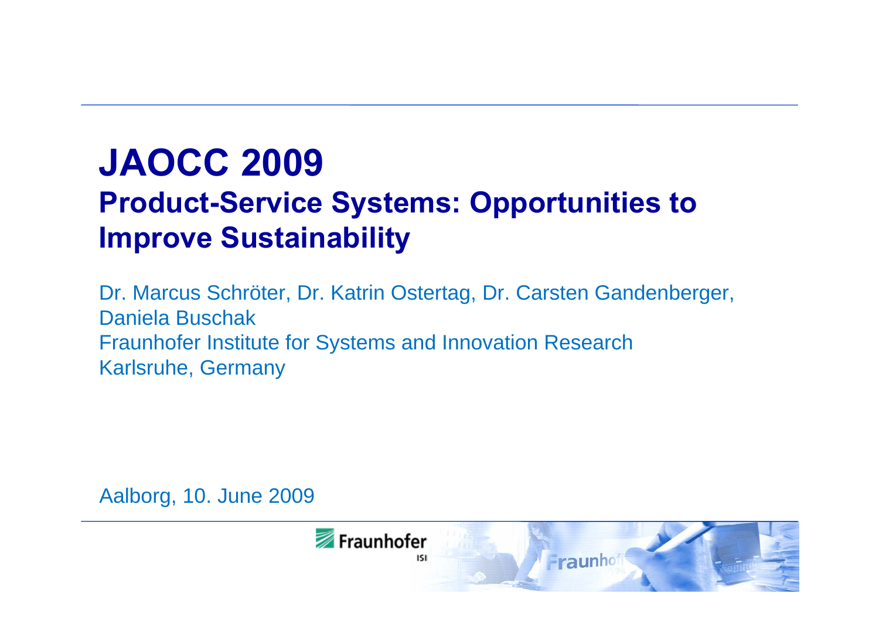# JAOCC 2009

## Product-Service Systems: Opportunities to Improve Sustainability

Dr. Marcus Schröter, Dr. Katrin Ostertag, Dr. Carsten Gandenberger, Daniela Buschak

Fraunhofer Institute for Systems and Innovation Research

Karlsruhe, Germany

Aalborg, 10. June 2009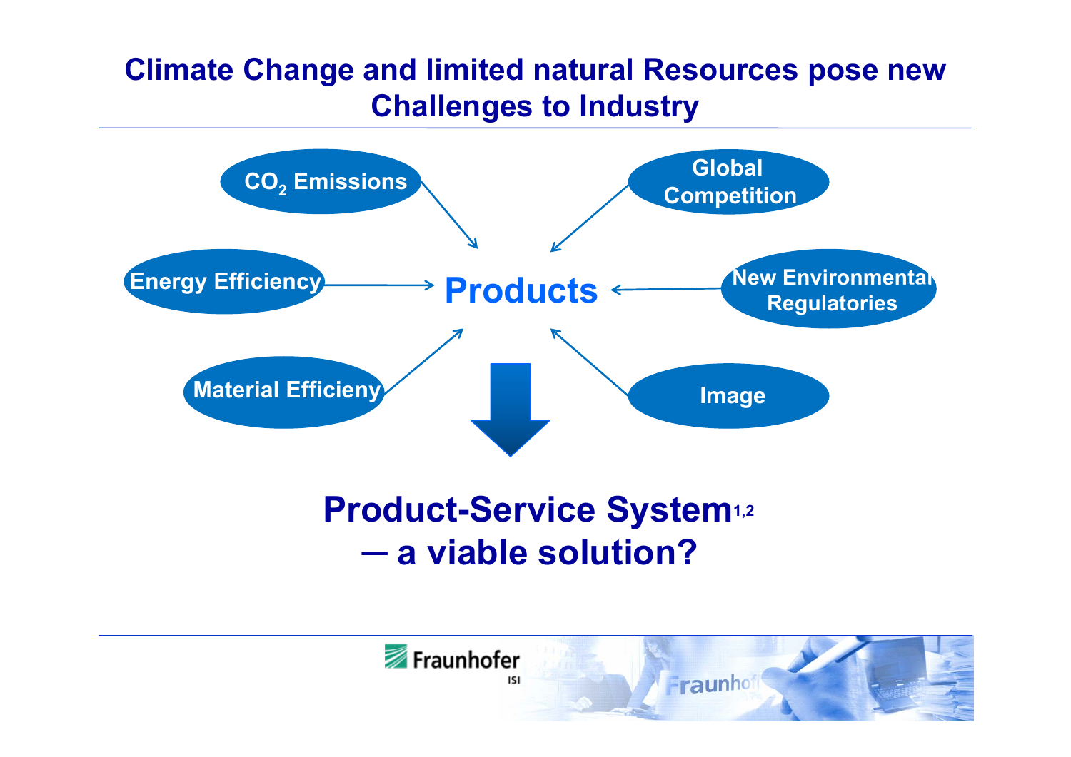# Climate Change and limited natural Resources pose new Challenges to Industry

$CO_2$ Emissions

Global Competition

Energy Efficiency

**Products**

New Environmental Regulatories

Material Efficieny

Image

## Product-Service System[1,2] – a viable solution?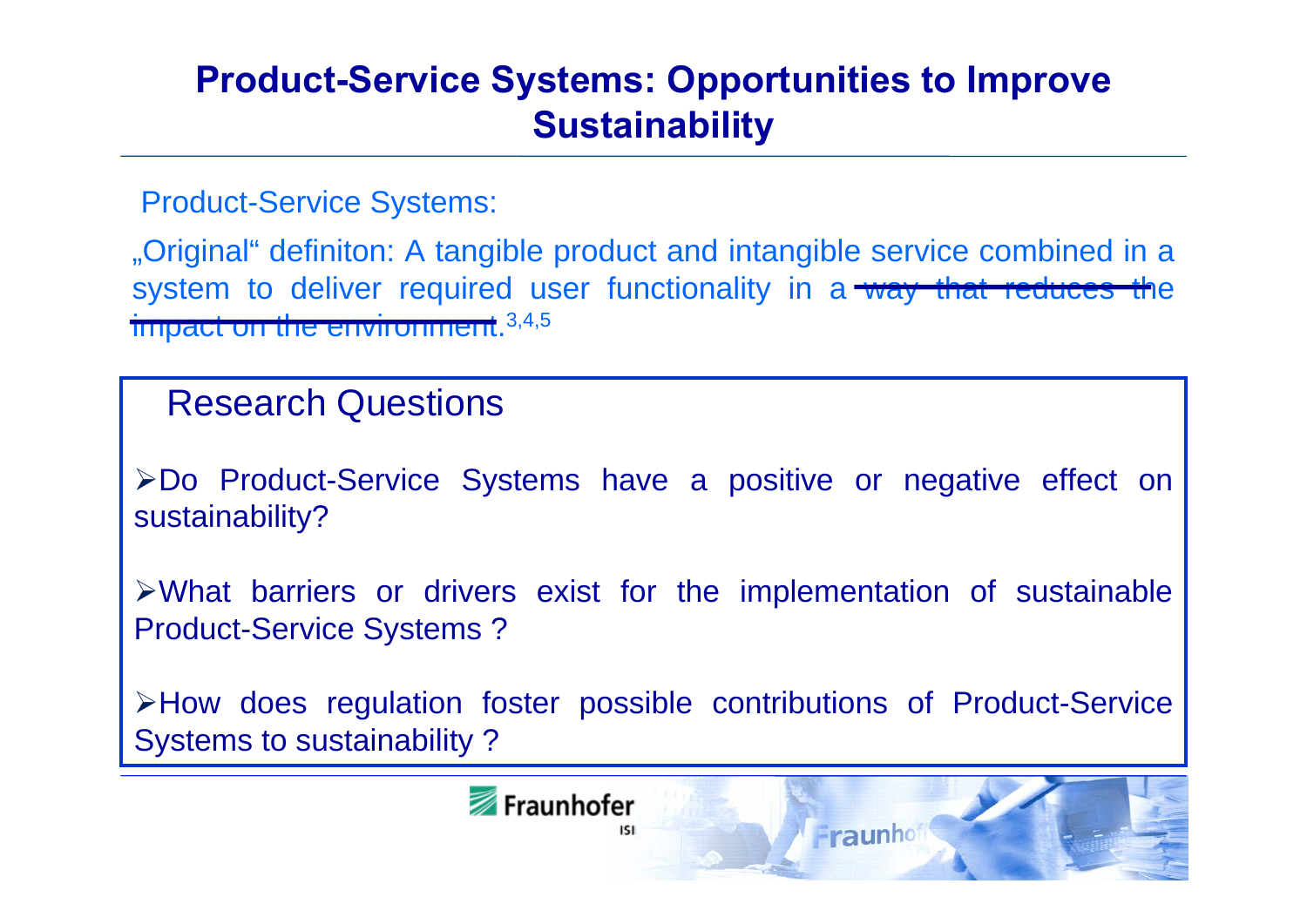# Product-Service Systems: Opportunities to Improve Sustainability

Product-Service Systems:

„Original" definiton: A tangible product and intangible service combined in a system to deliver required user functionality in a ~~way that reduces the impact on the environment~~.[3,4,5]

## Research Questions

- Do Product-Service Systems have a positive or negative effect on sustainability?
- What barriers or drivers exist for the implementation of sustainable Product-Service Systems ?
- How does regulation foster possible contributions of Product-Service Systems to sustainability ?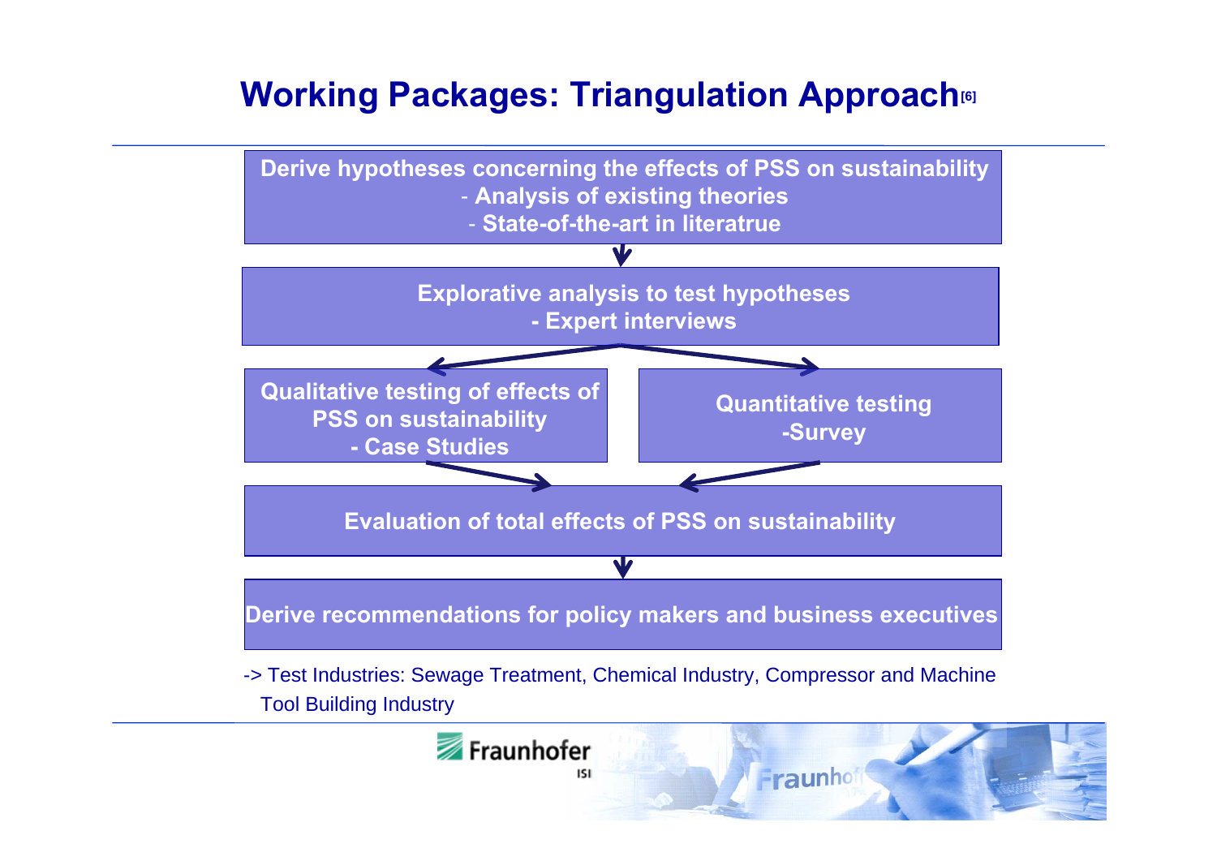# Working Packages: Triangulation Approach[6]

**Derive hypotheses concerning the effects of PSS on sustainability**
- **Analysis of existing theories**
- **State-of-the-art in literatrue**

↓

**Explorative analysis to test hypotheses**
- **Expert interviews**

↓ ↓

**Qualitative testing of effects of PSS on sustainability**
- **Case Studies**

**Quantitative testing**
- **Survey**

↓ ↓

**Evaluation of total effects of PSS on sustainability**

↓

**Derive recommendations for policy makers and business executives**

-> Test Industries: Sewage Treatment, Chemical Industry, Compressor and Machine Tool Building Industry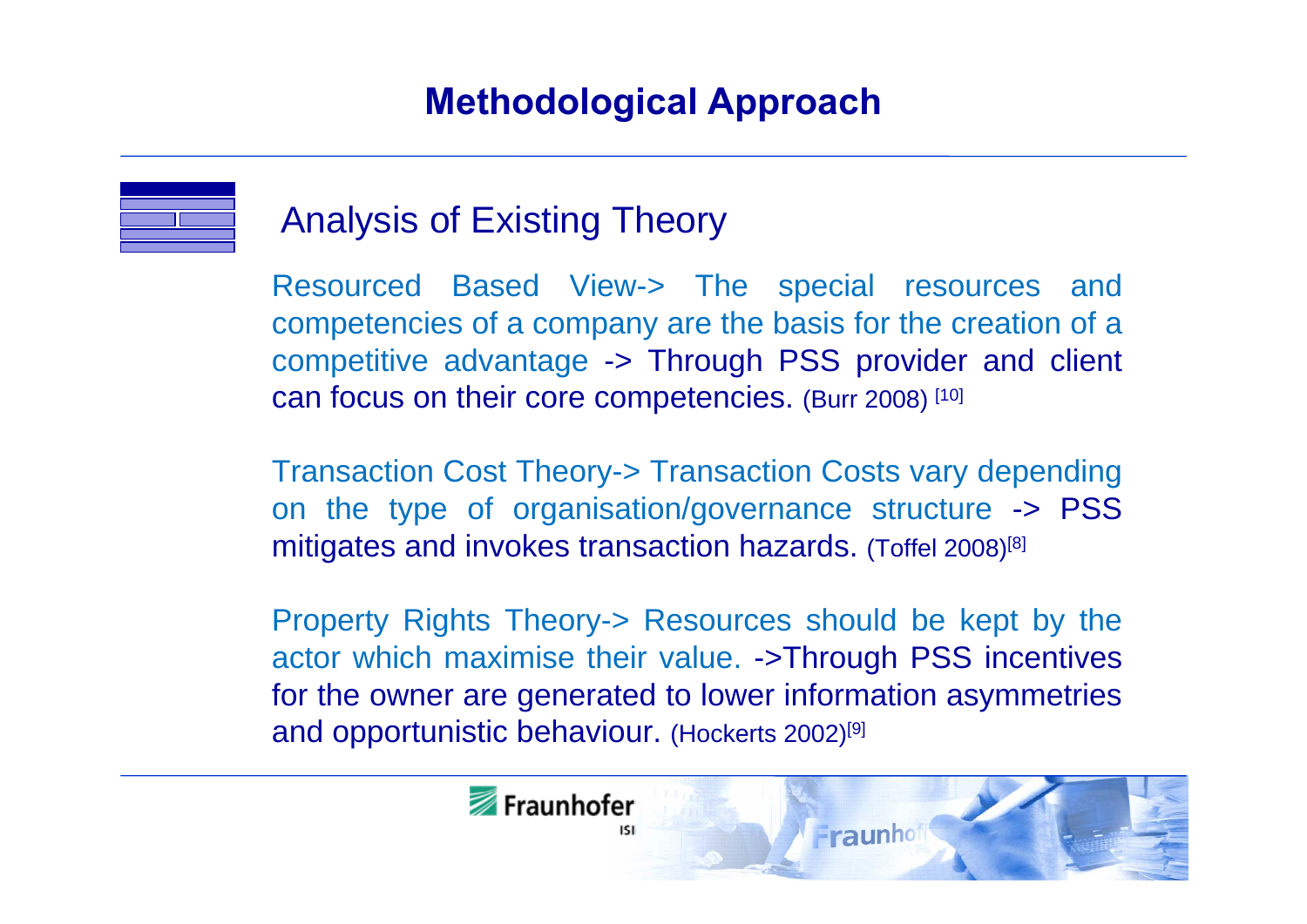# Methodological Approach

## Analysis of Existing Theory

Resourced Based View-> The special resources and competencies of a company are the basis for the creation of a competitive advantage -> Through PSS provider and client can focus on their core competencies. (Burr 2008) [10]

Transaction Cost Theory-> Transaction Costs vary depending on the type of organisation/governance structure -> PSS mitigates and invokes transaction hazards. (Toffel 2008)[8]

Property Rights Theory-> Resources should be kept by the actor which maximise their value. ->Through PSS incentives for the owner are generated to lower information asymmetries and opportunistic behaviour. (Hockerts 2002)[9]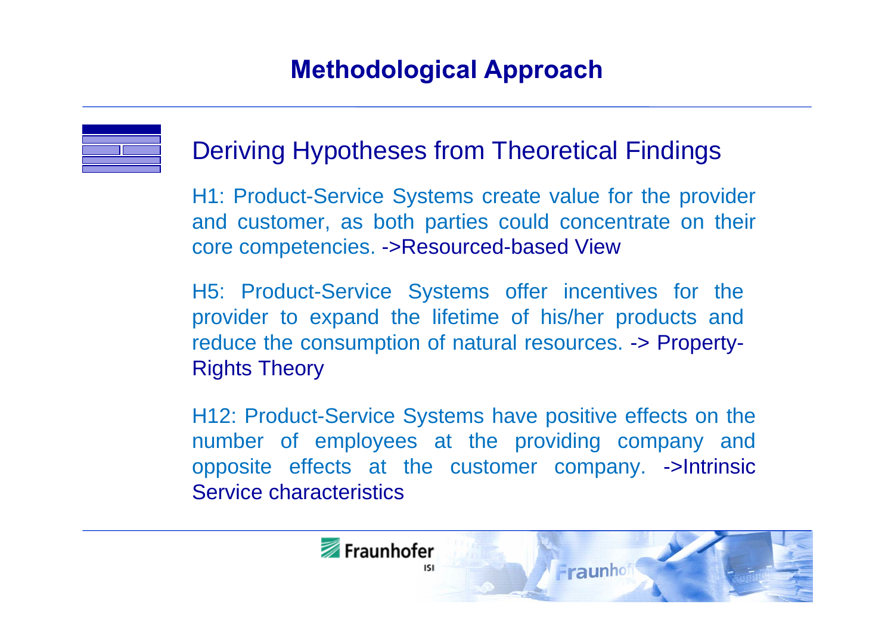# Methodological Approach

## Deriving Hypotheses from Theoretical Findings

H1: Product-Service Systems create value for the provider and customer, as both parties could concentrate on their core competencies. ->Resourced-based View

H5: Product-Service Systems offer incentives for the provider to expand the lifetime of his/her products and reduce the consumption of natural resources. -> Property-Rights Theory

H12: Product-Service Systems have positive effects on the number of employees at the providing company and opposite effects at the customer company. ->Intrinsic Service characteristics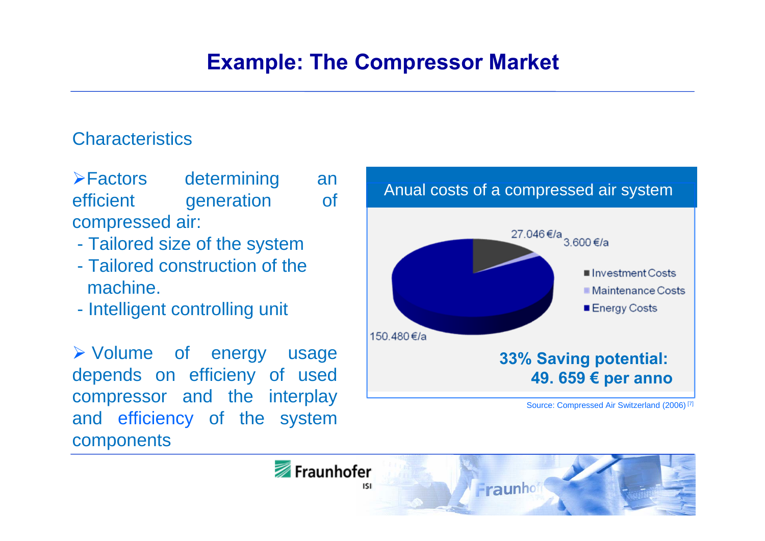# Example: The Compressor Market

## Characteristics

- Factors determining an efficient generation of compressed air:
  - Tailored size of the system
  - Tailored construction of the machine.
  - Intelligent controlling unit

- Volume of energy usage depends on efficieny of used compressor and the interplay and efficiency of the system components

**Anual costs of a compressed air system**

27.046 €/a

3.600 €/a

150.480 €/a

- Investment Costs
- Maintenance Costs
- Energy Costs

**33% Saving potential: 49. 659 € per anno**

Source: Compressed Air Switzerland (2006) [7]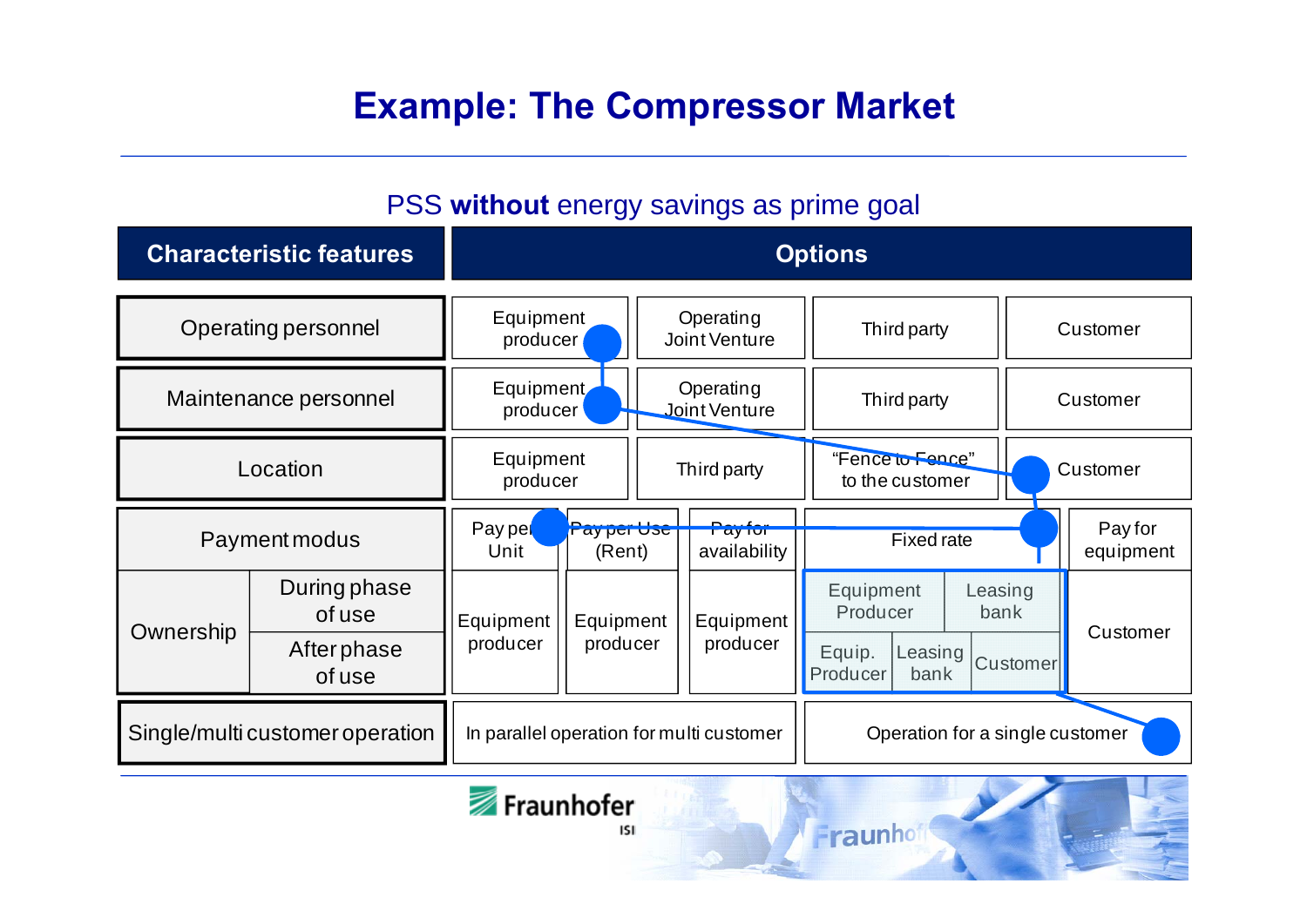# Example: The Compressor Market

PSS **without** energy savings as prime goal

| Characteristic features | | Options | | | | | | |
|---|---|---|---|---|---|---|---|---|
| Operating personnel | | Equipment producer | Operating Joint Venture | | Third party | | Customer | |
| Maintenance personnel | | Equipment producer | Operating Joint Venture | | Third party | | Customer | |
| Location | | Equipment producer | Third party | | "Fence to Fence" to the customer | | Customer | |
| Payment modus | | Pay per Unit | Pay per Use (Rent) | Pay for availability | Fixed rate | | | Pay for equipment |
| Ownership | During phase of use | Equipment producer | Equipment producer | Equipment producer | Equipment Producer | Leasing bank | | Customer |
| | After phase of use | | | | Equip. Producer | Leasing bank | Customer | |
| Single/multi customer operation | | In parallel operation for multi customer | | | Operation for a single customer | | | |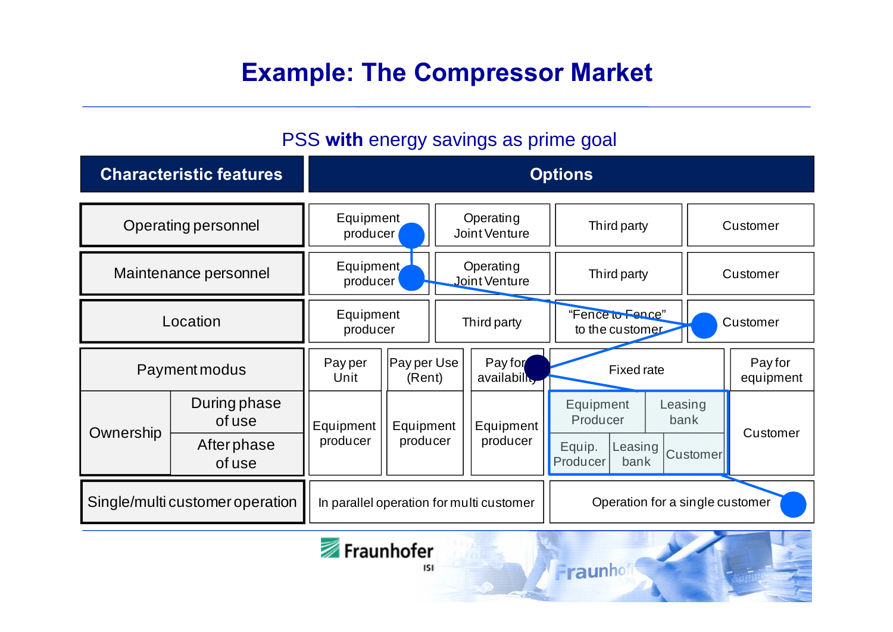# Example: The Compressor Market

## PSS **with** energy savings as prime goal

| Characteristic features | | Options | | | | | |
|---|---|---|---|---|---|---|---|
| Operating personnel | | Equipment producer | Operating Joint Venture | | Third party | Customer | |
| Maintenance personnel | | Equipment producer | Operating Joint Venture | | Third party | Customer | |
| Location | | Equipment producer | Third party | | "Fence to Fence" to the customer | Customer | |
| Payment modus | | Pay per Unit | Pay per Use (Rent) | Pay for availability | Fixed rate | | Pay for equipment |
| Ownership | During phase of use | Equipment producer | Equipment producer | Equipment producer | Equipment Producer | Leasing bank | Customer |
| | After phase of use | | | | Equip. Producer / Leasing bank | Customer | |
| Single/multi customer operation | | In parallel operation for multi customer | | | Operation for a single customer | | |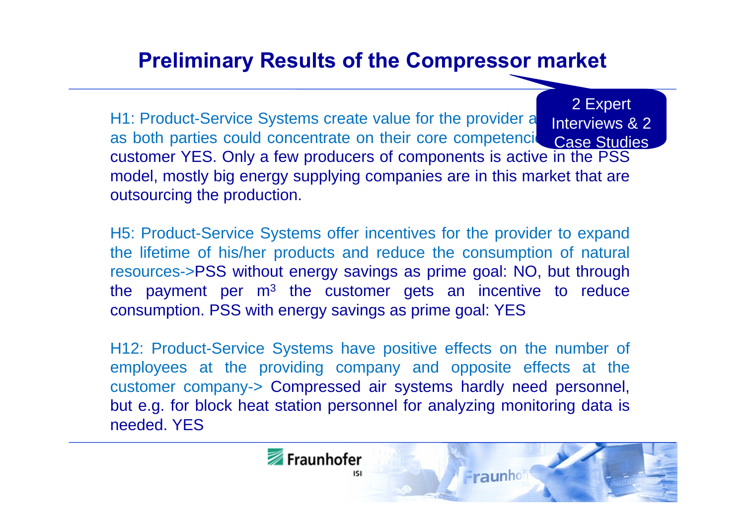# Preliminary Results of the Compressor market

2 Expert Interviews & 2 Case Studies

H1: Product-Service Systems create value for the provider a as both parties could concentrate on their core competenci customer YES. Only a few producers of components is active in the PSS model, mostly big energy supplying companies are in this market that are outsourcing the production.

H5: Product-Service Systems offer incentives for the provider to expand the lifetime of his/her products and reduce the consumption of natural resources->PSS without energy savings as prime goal: NO, but through the payment per $m^3$ the customer gets an incentive to reduce consumption. PSS with energy savings as prime goal: YES

H12: Product-Service Systems have positive effects on the number of employees at the providing company and opposite effects at the customer company-> Compressed air systems hardly need personnel, but e.g. for block heat station personnel for analyzing monitoring data is needed. YES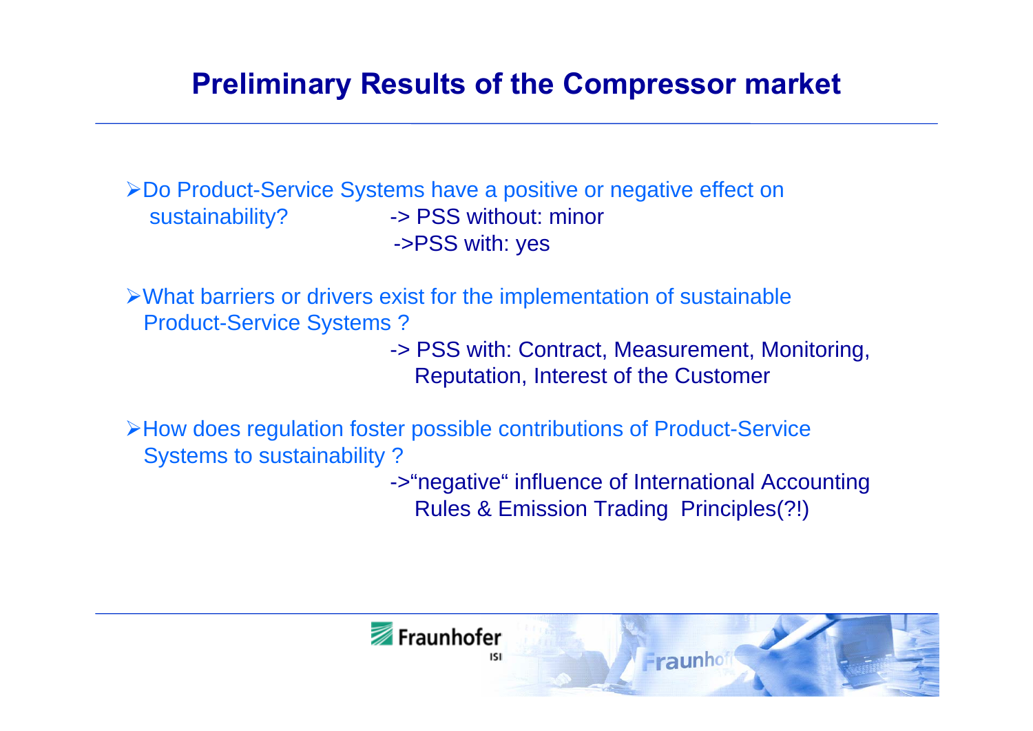# Preliminary Results of the Compressor market

- Do Product-Service Systems have a positive or negative effect on sustainability?
  - -> PSS without: minor
  - ->PSS with: yes

- What barriers or drivers exist for the implementation of sustainable Product-Service Systems ?
  - -> PSS with: Contract, Measurement, Monitoring, Reputation, Interest of the Customer

- How does regulation foster possible contributions of Product-Service Systems to sustainability ?
  - ->“negative“ influence of International Accounting Rules & Emission Trading Principles(?!)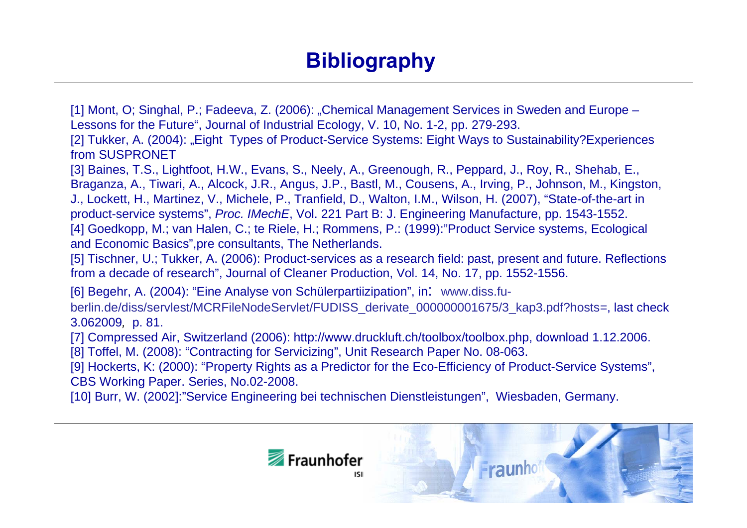# Bibliography

[1] Mont, O; Singhal, P.; Fadeeva, Z. (2006): „Chemical Management Services in Sweden and Europe – Lessons for the Future“, Journal of Industrial Ecology, V. 10, No. 1-2, pp. 279-293.

[2] Tukker, A. (2004): „Eight Types of Product-Service Systems: Eight Ways to Sustainability?Experiences from SUSPRONET

[3] Baines, T.S., Lightfoot, H.W., Evans, S., Neely, A., Greenough, R., Peppard, J., Roy, R., Shehab, E., Braganza, A., Tiwari, A., Alcock, J.R., Angus, J.P., Bastl, M., Cousens, A., Irving, P., Johnson, M., Kingston, J., Lockett, H., Martinez, V., Michele, P., Tranfield, D., Walton, I.M., Wilson, H. (2007), “State-of-the-art in product-service systems”, *Proc. IMechE*, Vol. 221 Part B: J. Engineering Manufacture, pp. 1543-1552.

[4] Goedkopp, M.; van Halen, C.; te Riele, H.; Rommens, P.: (1999):”Product Service systems, Ecological and Economic Basics”,pre consultants, The Netherlands.

[5] Tischner, U.; Tukker, A. (2006): Product-services as a research field: past, present and future. Reflections from a decade of research”, Journal of Cleaner Production, Vol. 14, No. 17, pp. 1552-1556.

[6] Begehr, A. (2004): “Eine Analyse von Schülerpartiizipation”, in: www.diss.fu-berlin.de/diss/servlest/MCRFileNodeServlet/FUDISS_derivate_000000001675/3_kap3.pdf?hosts=, last check 3.062009, p. 81.

[7] Compressed Air, Switzerland (2006): http://www.druckluft.ch/toolbox/toolbox.php, download 1.12.2006.

[8] Toffel, M. (2008): “Contracting for Servicizing”, Unit Research Paper No. 08-063.

[9] Hockerts, K: (2000): “Property Rights as a Predictor for the Eco-Efficiency of Product-Service Systems”, CBS Working Paper. Series, No.02-2008.

[10] Burr, W. (2002]:”Service Engineering bei technischen Dienstleistungen”, Wiesbaden, Germany.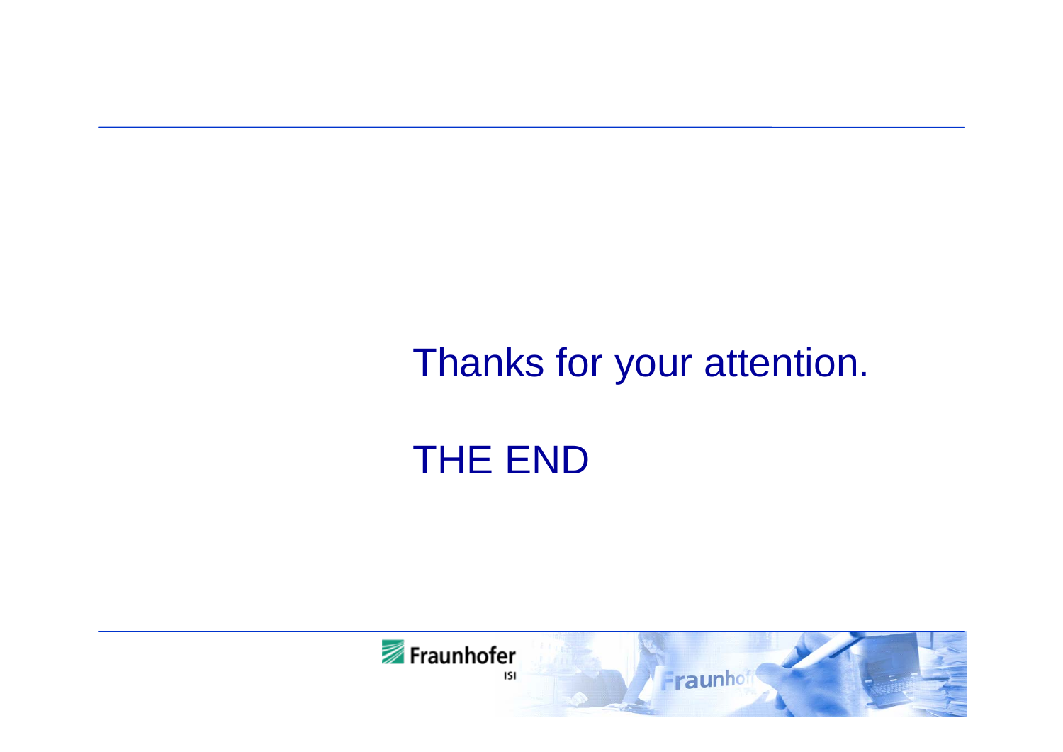Thanks for your attention.

THE END